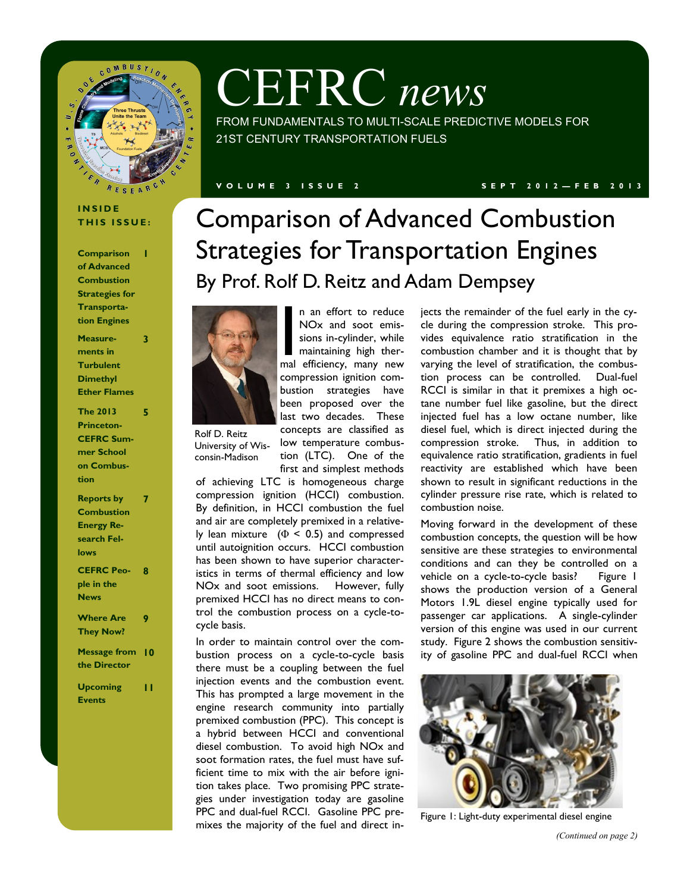# CEFRC *news*

FROM FUNDAMENTALS TO MULTI-SCALE PREDICTIVE MODELS FOR 21ST CENTURY TRANSPORTATION FUELS

VOLUME 3 ISSUE 2 SEPT 2012—FEB 2013

**INSIDE THIS ISSUE:**

| | |
|---|---|
| **Comparison of Advanced Combustion Strategies for Transportation Engines** | **1** |
| **Measurements in Turbulent Dimethyl Ether Flames** | **3** |
| **The 2013 Princeton-CEFRC Summer School on Combustion** | **5** |
| **Reports by Combustion Energy Research Fellows** | **7** |
| **CEFRC People in the News** | **8** |
| **Where Are They Now?** | **9** |
| **Message from the Director** | **10** |
| **Upcoming Events** | **11** |

# Comparison of Advanced Combustion Strategies for Transportation Engines

## By Prof. Rolf D. Reitz and Adam Dempsey

Rolf D. Reitz
University of Wisconsin-Madison

In an effort to reduce NOx and soot emissions in-cylinder, while maintaining high thermal efficiency, many new compression ignition combustion strategies have been proposed over the last two decades. These concepts are classified as low temperature combustion (LTC). One of the first and simplest methods of achieving LTC is homogeneous charge compression ignition (HCCI) combustion. By definition, in HCCI combustion the fuel and air are completely premixed in a relatively lean mixture ($\Phi < 0.5$) and compressed until autoignition occurs. HCCI combustion has been shown to have superior characteristics in terms of thermal efficiency and low NOx and soot emissions. However, fully premixed HCCI has no direct means to control the combustion process on a cycle-to-cycle basis.

In order to maintain control over the combustion process on a cycle-to-cycle basis there must be a coupling between the fuel injection events and the combustion event. This has prompted a large movement in the engine research community into partially premixed combustion (PPC). This concept is a hybrid between HCCI and conventional diesel combustion. To avoid high NOx and soot formation rates, the fuel must have sufficient time to mix with the air before ignition takes place. Two promising PPC strategies under investigation today are gasoline PPC and dual-fuel RCCI. Gasoline PPC premixes the majority of the fuel and direct injects the remainder of the fuel early in the cycle during the compression stroke. This provides equivalence ratio stratification in the combustion chamber and it is thought that by varying the level of stratification, the combustion process can be controlled. Dual-fuel RCCI is similar in that it premixes a high octane number fuel like gasoline, but the direct injected fuel has a low octane number, like diesel fuel, which is direct injected during the compression stroke. Thus, in addition to equivalence ratio stratification, gradients in fuel reactivity are established which have been shown to result in significant reductions in the cylinder pressure rise rate, which is related to combustion noise.

Moving forward in the development of these combustion concepts, the question will be how sensitive are these strategies to environmental conditions and can they be controlled on a vehicle on a cycle-to-cycle basis? Figure 1 shows the production version of a General Motors 1.9L diesel engine typically used for passenger car applications. A single-cylinder version of this engine was used in our current study. Figure 2 shows the combustion sensitivity of gasoline PPC and dual-fuel RCCI when

Figure 1: Light-duty experimental diesel engine

*(Continued on page 2)*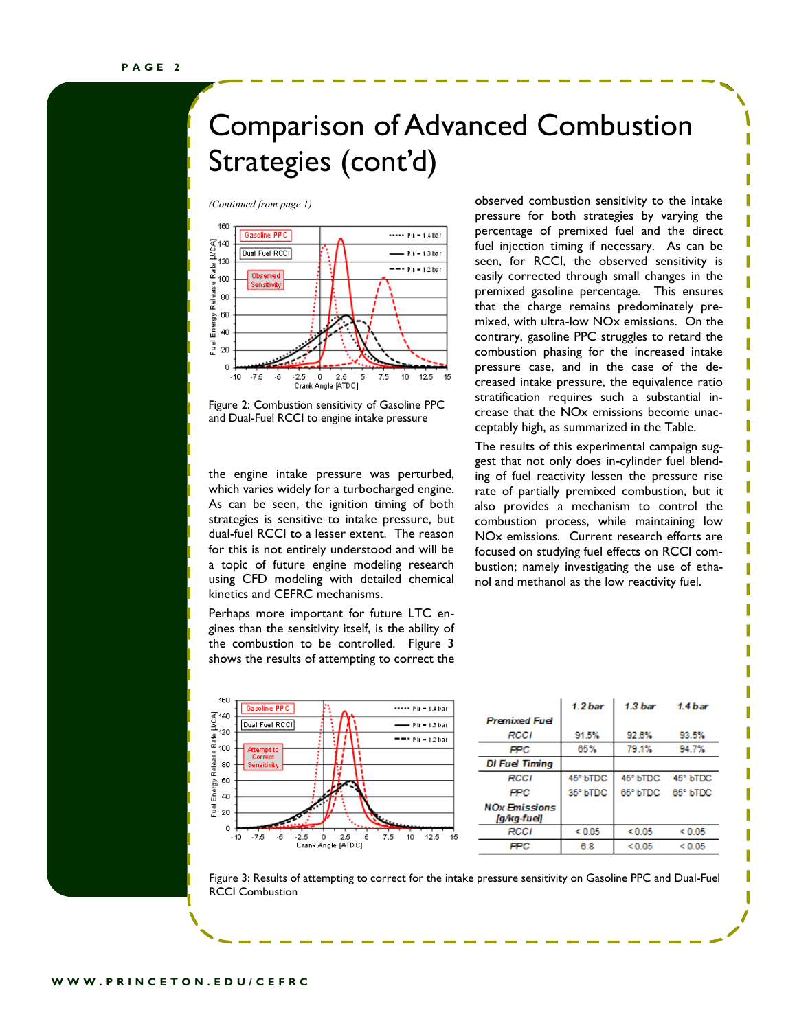# Comparison of Advanced Combustion Strategies (cont'd)

*(Continued from page 1)*

Figure 2: Combustion sensitivity of Gasoline PPC and Dual-Fuel RCCI to engine intake pressure

the engine intake pressure was perturbed, which varies widely for a turbocharged engine. As can be seen, the ignition timing of both strategies is sensitive to intake pressure, but dual-fuel RCCI to a lesser extent. The reason for this is not entirely understood and will be a topic of future engine modeling research using CFD modeling with detailed chemical kinetics and CEFRC mechanisms.

Perhaps more important for future LTC engines than the sensitivity itself, is the ability of the combustion to be controlled. Figure 3 shows the results of attempting to correct the observed combustion sensitivity to the intake pressure for both strategies by varying the percentage of premixed fuel and the direct fuel injection timing if necessary. As can be seen, for RCCI, the observed sensitivity is easily corrected through small changes in the premixed gasoline percentage. This ensures that the charge remains predominately premixed, with ultra-low NOx emissions. On the contrary, gasoline PPC struggles to retard the combustion phasing for the increased intake pressure case, and in the case of the decreased intake pressure, the equivalence ratio stratification requires such a substantial increase that the NOx emissions become unacceptably high, as summarized in the Table.

The results of this experimental campaign suggest that not only does in-cylinder fuel blending of fuel reactivity lessen the pressure rise rate of partially premixed combustion, but it also provides a mechanism to control the combustion process, while maintaining low NOx emissions. Current research efforts are focused on studying fuel effects on RCCI combustion; namely investigating the use of ethanol and methanol as the low reactivity fuel.

| | 1.2 bar | 1.3 bar | 1.4 bar |
|---|---|---|---|
| **Premixed Fuel** | | | |
| RCCI | 91.5% | 92.6% | 93.5% |
| PPC | 65% | 79.1% | 94.7% |
| **DI Fuel Timing** | | | |
| RCCI | 45° bTDC | 45° bTDC | 45° bTDC |
| PPC | 35° bTDC | 65° bTDC | 65° bTDC |
| **NOx Emissions [g/kg-fuel]** | | | |
| RCCI | < 0.05 | < 0.05 | < 0.05 |
| PPC | 6.8 | < 0.05 | < 0.05 |

Figure 3: Results of attempting to correct for the intake pressure sensitivity on Gasoline PPC and Dual-Fuel RCCI Combustion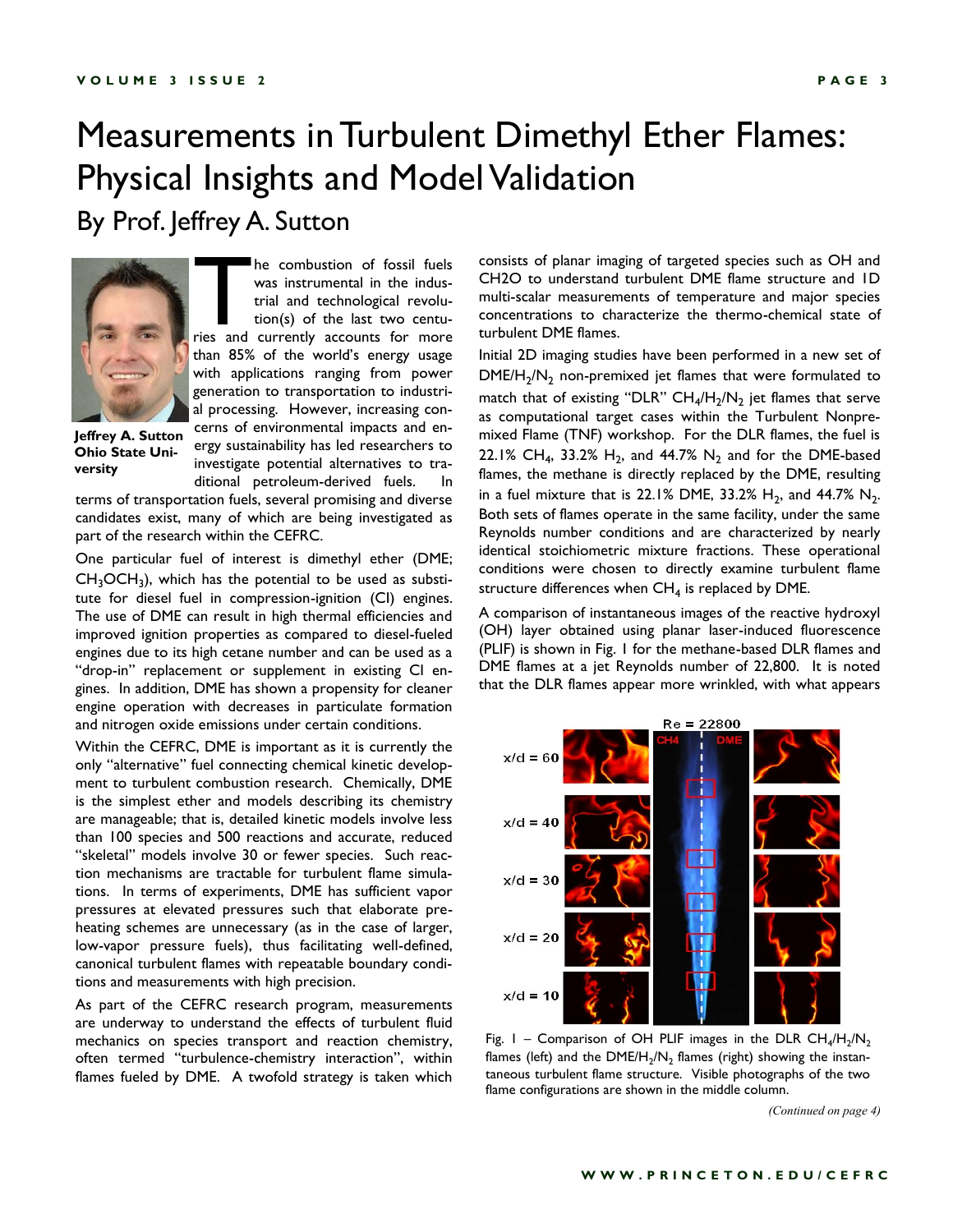# Measurements in Turbulent Dimethyl Ether Flames: Physical Insights and Model Validation

## By Prof. Jeffrey A. Sutton

**Jeffrey A. Sutton**
**Ohio State University**

The combustion of fossil fuels was instrumental in the industrial and technological revolution(s) of the last two centuries and currently accounts for more than 85% of the world's energy usage with applications ranging from power generation to transportation to industrial processing. However, increasing concerns of environmental impacts and energy sustainability has led researchers to investigate potential alternatives to traditional petroleum-derived fuels. In terms of transportation fuels, several promising and diverse candidates exist, many of which are being investigated as part of the research within the CEFRC.

One particular fuel of interest is dimethyl ether (DME; $CH_3OCH_3$), which has the potential to be used as substitute for diesel fuel in compression-ignition (CI) engines. The use of DME can result in high thermal efficiencies and improved ignition properties as compared to diesel-fueled engines due to its high cetane number and can be used as a "drop-in" replacement or supplement in existing CI engines. In addition, DME has shown a propensity for cleaner engine operation with decreases in particulate formation and nitrogen oxide emissions under certain conditions.

Within the CEFRC, DME is important as it is currently the only "alternative" fuel connecting chemical kinetic development to turbulent combustion research. Chemically, DME is the simplest ether and models describing its chemistry are manageable; that is, detailed kinetic models involve less than 100 species and 500 reactions and accurate, reduced "skeletal" models involve 30 or fewer species. Such reaction mechanisms are tractable for turbulent flame simulations. In terms of experiments, DME has sufficient vapor pressures at elevated pressures such that elaborate preheating schemes are unnecessary (as in the case of larger, low-vapor pressure fuels), thus facilitating well-defined, canonical turbulent flames with repeatable boundary conditions and measurements with high precision.

As part of the CEFRC research program, measurements are underway to understand the effects of turbulent fluid mechanics on species transport and reaction chemistry, often termed "turbulence-chemistry interaction", within flames fueled by DME. A twofold strategy is taken which consists of planar imaging of targeted species such as OH and CH2O to understand turbulent DME flame structure and 1D multi-scalar measurements of temperature and major species concentrations to characterize the thermo-chemical state of turbulent DME flames.

Initial 2D imaging studies have been performed in a new set of $DME/H_2/N_2$ non-premixed jet flames that were formulated to match that of existing "DLR" $CH_4/H_2/N_2$ jet flames that serve as computational target cases within the Turbulent Nonpremixed Flame (TNF) workshop. For the DLR flames, the fuel is 22.1% $CH_4$, 33.2% $H_2$, and 44.7% $N_2$ and for the DME-based flames, the methane is directly replaced by the DME, resulting in a fuel mixture that is 22.1% DME, 33.2% $H_2$, and 44.7% $N_2$. Both sets of flames operate in the same facility, under the same Reynolds number conditions and are characterized by nearly identical stoichiometric mixture fractions. These operational conditions were chosen to directly examine turbulent flame structure differences when $CH_4$ is replaced by DME.

A comparison of instantaneous images of the reactive hydroxyl (OH) layer obtained using planar laser-induced fluorescence (PLIF) is shown in Fig. 1 for the methane-based DLR flames and DME flames at a jet Reynolds number of 22,800. It is noted that the DLR flames appear more wrinkled, with what appears

Fig. 1 – Comparison of OH PLIF images in the DLR $CH_4/H_2/N_2$ flames (left) and the $DME/H_2/N_2$ flames (right) showing the instantaneous turbulent flame structure. Visible photographs of the two flame configurations are shown in the middle column.

*(Continued on page 4)*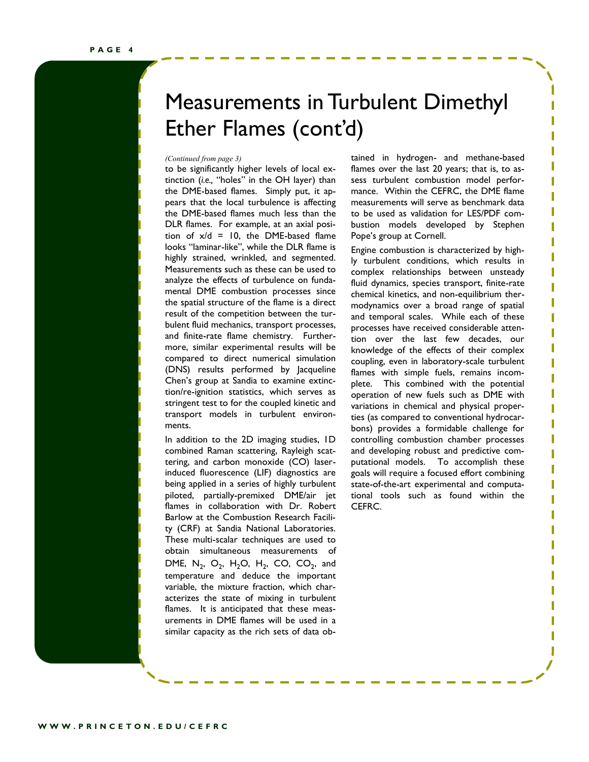# Measurements in Turbulent Dimethyl Ether Flames (cont'd)

*(Continued from page 3)*

to be significantly higher levels of local extinction (*i.e.,* "holes" in the OH layer) than the DME-based flames. Simply put, it appears that the local turbulence is affecting the DME-based flames much less than the DLR flames. For example, at an axial position of x/d = 10, the DME-based flame looks "laminar-like", while the DLR flame is highly strained, wrinkled, and segmented. Measurements such as these can be used to analyze the effects of turbulence on fundamental DME combustion processes since the spatial structure of the flame is a direct result of the competition between the turbulent fluid mechanics, transport processes, and finite-rate flame chemistry. Furthermore, similar experimental results will be compared to direct numerical simulation (DNS) results performed by Jacqueline Chen's group at Sandia to examine extinction/re-ignition statistics, which serves as stringent test to for the coupled kinetic and transport models in turbulent environments.

In addition to the 2D imaging studies, 1D combined Raman scattering, Rayleigh scattering, and carbon monoxide (CO) laser-induced fluorescence (LIF) diagnostics are being applied in a series of highly turbulent piloted, partially-premixed DME/air jet flames in collaboration with Dr. Robert Barlow at the Combustion Research Facility (CRF) at Sandia National Laboratories. These multi-scalar techniques are used to obtain simultaneous measurements of DME, $N_2$, $O_2$, $H_2O$, $H_2$, CO, $CO_2$, and temperature and deduce the important variable, the mixture fraction, which characterizes the state of mixing in turbulent flames. It is anticipated that these measurements in DME flames will be used in a similar capacity as the rich sets of data obtained in hydrogen- and methane-based flames over the last 20 years; that is, to assess turbulent combustion model performance. Within the CEFRC, the DME flame measurements will serve as benchmark data to be used as validation for LES/PDF combustion models developed by Stephen Pope's group at Cornell.

Engine combustion is characterized by highly turbulent conditions, which results in complex relationships between unsteady fluid dynamics, species transport, finite-rate chemical kinetics, and non-equilibrium thermodynamics over a broad range of spatial and temporal scales. While each of these processes have received considerable attention over the last few decades, our knowledge of the effects of their complex coupling, even in laboratory-scale turbulent flames with simple fuels, remains incomplete. This combined with the potential operation of new fuels such as DME with variations in chemical and physical properties (as compared to conventional hydrocarbons) provides a formidable challenge for controlling combustion chamber processes and developing robust and predictive computational models. To accomplish these goals will require a focused effort combining state-of-the-art experimental and computational tools such as found within the CEFRC.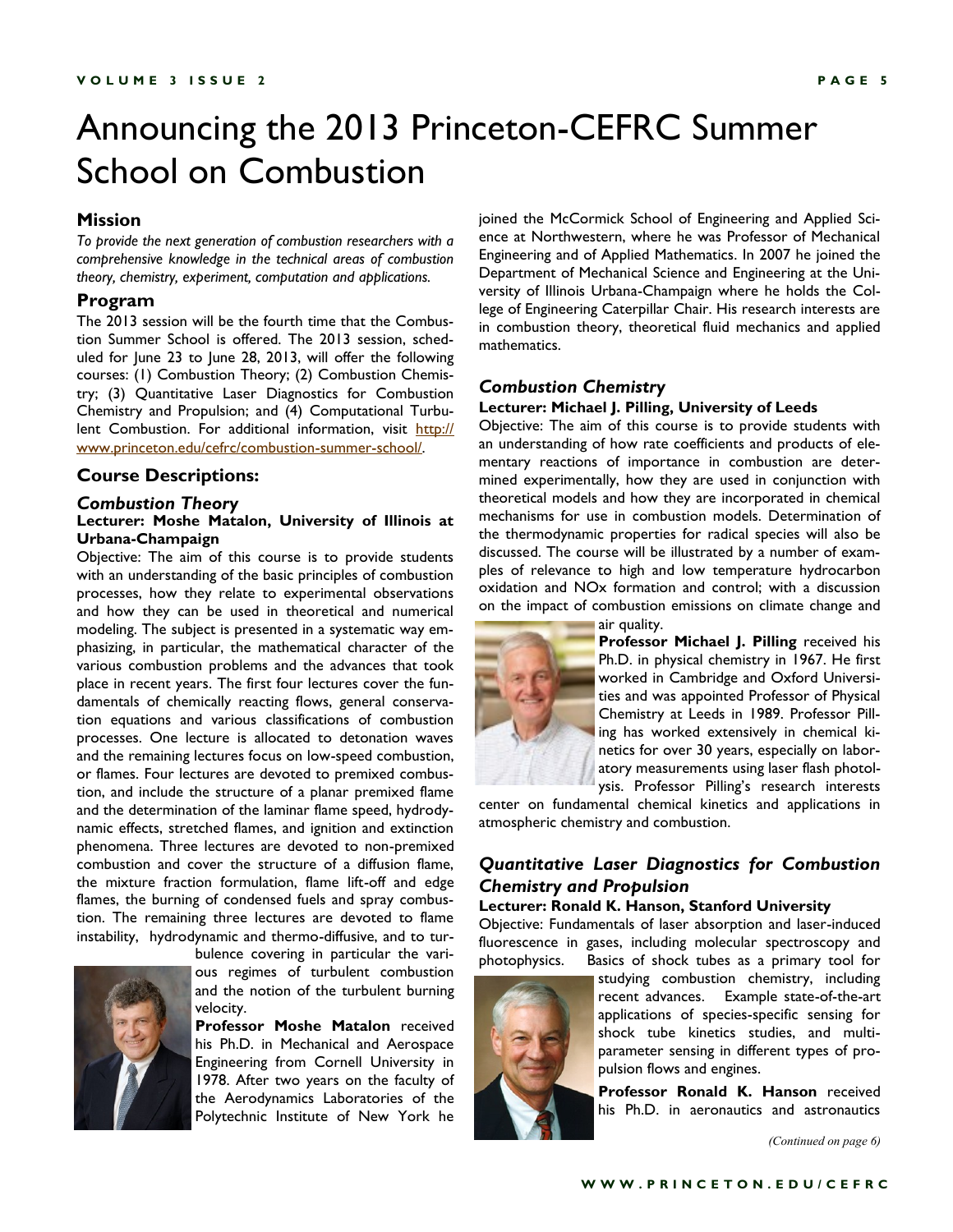# Announcing the 2013 Princeton-CEFRC Summer School on Combustion

## Mission

*To provide the next generation of combustion researchers with a comprehensive knowledge in the technical areas of combustion theory, chemistry, experiment, computation and applications.*

## Program

The 2013 session will be the fourth time that the Combustion Summer School is offered. The 2013 session, scheduled for June 23 to June 28, 2013, will offer the following courses: (1) Combustion Theory; (2) Combustion Chemistry; (3) Quantitative Laser Diagnostics for Combustion Chemistry and Propulsion; and (4) Computational Turbulent Combustion. For additional information, visit http://www.princeton.edu/cefrc/combustion-summer-school/.

## Course Descriptions:

### *Combustion Theory*

**Lecturer: Moshe Matalon, University of Illinois at Urbana-Champaign**

Objective: The aim of this course is to provide students with an understanding of the basic principles of combustion processes, how they relate to experimental observations and how they can be used in theoretical and numerical modeling. The subject is presented in a systematic way emphasizing, in particular, the mathematical character of the various combustion problems and the advances that took place in recent years. The first four lectures cover the fundamentals of chemically reacting flows, general conservation equations and various classifications of combustion processes. One lecture is allocated to detonation waves and the remaining lectures focus on low-speed combustion, or flames. Four lectures are devoted to premixed combustion, and include the structure of a planar premixed flame and the determination of the laminar flame speed, hydrodynamic effects, stretched flames, and ignition and extinction phenomena. Three lectures are devoted to non-premixed combustion and cover the structure of a diffusion flame, the mixture fraction formulation, flame lift-off and edge flames, the burning of condensed fuels and spray combustion. The remaining three lectures are devoted to flame instability, hydrodynamic and thermo-diffusive, and to turbulence covering in particular the various regimes of turbulent combustion and the notion of the turbulent burning velocity.

**Professor Moshe Matalon** received his Ph.D. in Mechanical and Aerospace Engineering from Cornell University in 1978. After two years on the faculty of the Aerodynamics Laboratories of the Polytechnic Institute of New York he joined the McCormick School of Engineering and Applied Science at Northwestern, where he was Professor of Mechanical Engineering and of Applied Mathematics. In 2007 he joined the Department of Mechanical Science and Engineering at the University of Illinois Urbana-Champaign where he holds the College of Engineering Caterpillar Chair. His research interests are in combustion theory, theoretical fluid mechanics and applied mathematics.

### *Combustion Chemistry*

**Lecturer: Michael J. Pilling, University of Leeds**

Objective: The aim of this course is to provide students with an understanding of how rate coefficients and products of elementary reactions of importance in combustion are determined experimentally, how they are used in conjunction with theoretical models and how they are incorporated in chemical mechanisms for use in combustion models. Determination of the thermodynamic properties for radical species will also be discussed. The course will be illustrated by a number of examples of relevance to high and low temperature hydrocarbon oxidation and NOx formation and control; with a discussion on the impact of combustion emissions on climate change and air quality.

**Professor Michael J. Pilling** received his Ph.D. in physical chemistry in 1967. He first worked in Cambridge and Oxford Universities and was appointed Professor of Physical Chemistry at Leeds in 1989. Professor Pilling has worked extensively in chemical kinetics for over 30 years, especially on laboratory measurements using laser flash photolysis. Professor Pilling's research interests center on fundamental chemical kinetics and applications in atmospheric chemistry and combustion.

### *Quantitative Laser Diagnostics for Combustion Chemistry and Propulsion*

**Lecturer: Ronald K. Hanson, Stanford University**

Objective: Fundamentals of laser absorption and laser-induced fluorescence in gases, including molecular spectroscopy and photophysics. Basics of shock tubes as a primary tool for studying combustion chemistry, including recent advances. Example state-of-the-art applications of species-specific sensing for shock tube kinetics studies, and multi-parameter sensing in different types of propulsion flows and engines.

**Professor Ronald K. Hanson** received his Ph.D. in aeronautics and astronautics

*(Continued on page 6)*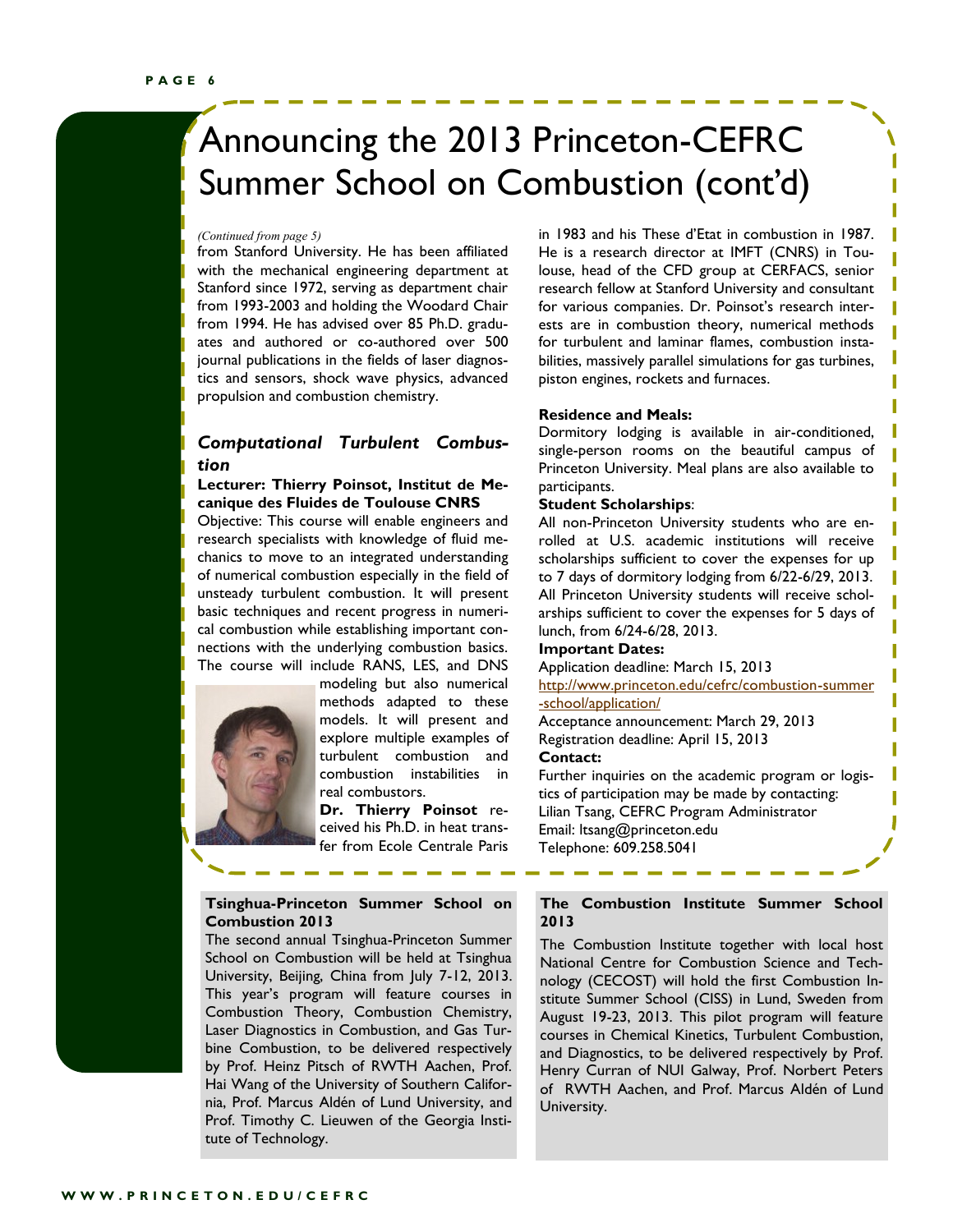# Announcing the 2013 Princeton-CEFRC Summer School on Combustion (cont'd)

*(Continued from page 5)*

from Stanford University. He has been affiliated with the mechanical engineering department at Stanford since 1972, serving as department chair from 1993-2003 and holding the Woodard Chair from 1994. He has advised over 85 Ph.D. graduates and authored or co-authored over 500 journal publications in the fields of laser diagnostics and sensors, shock wave physics, advanced propulsion and combustion chemistry.

### *Computational Turbulent Combustion*

**Lecturer: Thierry Poinsot, Institut de Mecanique des Fluides de Toulouse CNRS**

Objective: This course will enable engineers and research specialists with knowledge of fluid mechanics to move to an integrated understanding of numerical combustion especially in the field of unsteady turbulent combustion. It will present basic techniques and recent progress in numerical combustion while establishing important connections with the underlying combustion basics. The course will include RANS, LES, and DNS modeling but also numerical methods adapted to these models. It will present and explore multiple examples of turbulent combustion and combustion instabilities in real combustors.

**Dr. Thierry Poinsot** received his Ph.D. in heat transfer from Ecole Centrale Paris in 1983 and his These d'Etat in combustion in 1987. He is a research director at IMFT (CNRS) in Toulouse, head of the CFD group at CERFACS, senior research fellow at Stanford University and consultant for various companies. Dr. Poinsot's research interests are in combustion theory, numerical methods for turbulent and laminar flames, combustion instabilities, massively parallel simulations for gas turbines, piston engines, rockets and furnaces.

**Residence and Meals:**

Dormitory lodging is available in air-conditioned, single-person rooms on the beautiful campus of Princeton University. Meal plans are also available to participants.

**Student Scholarships**:

All non-Princeton University students who are enrolled at U.S. academic institutions will receive scholarships sufficient to cover the expenses for up to 7 days of dormitory lodging from 6/22-6/29, 2013. All Princeton University students will receive scholarships sufficient to cover the expenses for 5 days of lunch, from 6/24-6/28, 2013.

**Important Dates:**

Application deadline: March 15, 2013

http://www.princeton.edu/cefrc/combustion-summer-school/application/

Acceptance announcement: March 29, 2013

Registration deadline: April 15, 2013

**Contact:**

Further inquiries on the academic program or logistics of participation may be made by contacting:

Lilian Tsang, CEFRC Program Administrator

Email: ltsang@princeton.edu

Telephone: 609.258.5041

### Tsinghua-Princeton Summer School on Combustion 2013

The second annual Tsinghua-Princeton Summer School on Combustion will be held at Tsinghua University, Beijing, China from July 7-12, 2013. This year's program will feature courses in Combustion Theory, Combustion Chemistry, Laser Diagnostics in Combustion, and Gas Turbine Combustion, to be delivered respectively by Prof. Heinz Pitsch of RWTH Aachen, Prof. Hai Wang of the University of Southern California, Prof. Marcus Aldén of Lund University, and Prof. Timothy C. Lieuwen of the Georgia Institute of Technology.

### The Combustion Institute Summer School 2013

The Combustion Institute together with local host National Centre for Combustion Science and Technology (CECOST) will hold the first Combustion Institute Summer School (CISS) in Lund, Sweden from August 19-23, 2013. This pilot program will feature courses in Chemical Kinetics, Turbulent Combustion, and Diagnostics, to be delivered respectively by Prof. Henry Curran of NUI Galway, Prof. Norbert Peters of RWTH Aachen, and Prof. Marcus Aldén of Lund University.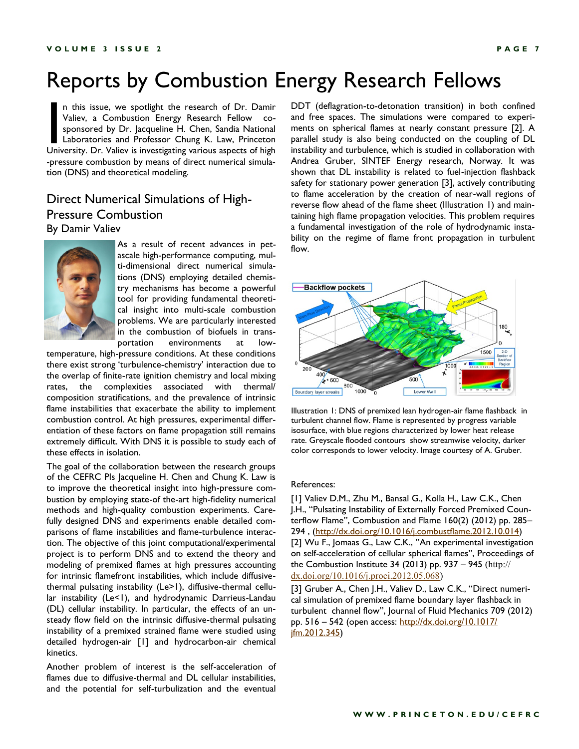# Reports by Combustion Energy Research Fellows

In this issue, we spotlight the research of Dr. Damir Valiev, a Combustion Energy Research Fellow co-sponsored by Dr. Jacqueline H. Chen, Sandia National Laboratories and Professor Chung K. Law, Princeton University. Dr. Valiev is investigating various aspects of high-pressure combustion by means of direct numerical simulation (DNS) and theoretical modeling.

## Direct Numerical Simulations of High-Pressure Combustion

By Damir Valiev

As a result of recent advances in petascale high-performance computing, multi-dimensional direct numerical simulations (DNS) employing detailed chemistry mechanisms has become a powerful tool for providing fundamental theoretical insight into multi-scale combustion problems. We are particularly interested in the combustion of biofuels in transportation environments at low-temperature, high-pressure conditions. At these conditions there exist strong 'turbulence-chemistry' interaction due to the overlap of finite-rate ignition chemistry and local mixing rates, the complexities associated with thermal/composition stratifications, and the prevalence of intrinsic flame instabilities that exacerbate the ability to implement combustion control. At high pressures, experimental differentiation of these factors on flame propagation still remains extremely difficult. With DNS it is possible to study each of these effects in isolation.

The goal of the collaboration between the research groups of the CEFRC PIs Jacqueline H. Chen and Chung K. Law is to improve the theoretical insight into high-pressure combustion by employing state-of the-art high-fidelity numerical methods and high-quality combustion experiments. Carefully designed DNS and experiments enable detailed comparisons of flame instabilities and flame-turbulence interaction. The objective of this joint computational/experimental project is to perform DNS and to extend the theory and modeling of premixed flames at high pressures accounting for intrinsic flamefront instabilities, which include diffusive-thermal pulsating instability (Le>1), diffusive-thermal cellular instability (Le<1), and hydrodynamic Darrieus-Landau (DL) cellular instability. In particular, the effects of an unsteady flow field on the intrinsic diffusive-thermal pulsating instability of a premixed strained flame were studied using detailed hydrogen-air [1] and hydrocarbon-air chemical kinetics.

Another problem of interest is the self-acceleration of flames due to diffusive-thermal and DL cellular instabilities, and the potential for self-turbulization and the eventual DDT (deflagration-to-detonation transition) in both confined and free spaces. The simulations were compared to experiments on spherical flames at nearly constant pressure [2]. A parallel study is also being conducted on the coupling of DL instability and turbulence, which is studied in collaboration with Andrea Gruber, SINTEF Energy research, Norway. It was shown that DL instability is related to fuel-injection flashback safety for stationary power generation [3], actively contributing to flame acceleration by the creation of near-wall regions of reverse flow ahead of the flame sheet (Illustration 1) and maintaining high flame propagation velocities. This problem requires a fundamental investigation of the role of hydrodynamic instability on the regime of flame front propagation in turbulent flow.

Illustration 1: DNS of premixed lean hydrogen-air flame flashback in turbulent channel flow. Flame is represented by progress variable isosurface, with blue regions characterized by lower heat release rate. Greyscale flooded contours show streamwise velocity, darker color corresponds to lower velocity. Image courtesy of A. Gruber.

References:

[1] Valiev D.M., Zhu M., Bansal G., Kolla H., Law C.K., Chen J.H., "Pulsating Instability of Externally Forced Premixed Counterflow Flame", Combustion and Flame 160(2) (2012) pp. 285–294 , (http://dx.doi.org/10.1016/j.combustflame.2012.10.014)

[2] Wu F., Jomaas G., Law C.K., "An experimental investigation on self-acceleration of cellular spherical flames", Proceedings of the Combustion Institute 34 (2013) pp. 937 – 945 (http://dx.doi.org/10.1016/j.proci.2012.05.068)

[3] Gruber A., Chen J.H., Valiev D., Law C.K., "Direct numerical simulation of premixed flame boundary layer flashback in turbulent channel flow", Journal of Fluid Mechanics 709 (2012) pp. 516 – 542 (open access: http://dx.doi.org/10.1017/jfm.2012.345)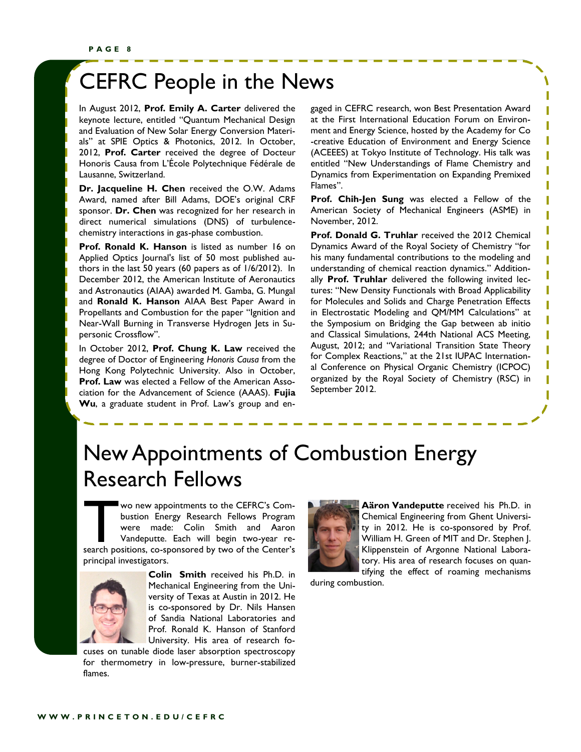# CEFRC People in the News

In August 2012, **Prof. Emily A. Carter** delivered the keynote lecture, entitled "Quantum Mechanical Design and Evaluation of New Solar Energy Conversion Materials" at SPIE Optics & Photonics, 2012. In October, 2012, **Prof. Carter** received the degree of Docteur Honoris Causa from L'École Polytechnique Fédérale de Lausanne, Switzerland.

**Dr. Jacqueline H. Chen** received the O.W. Adams Award, named after Bill Adams, DOE's original CRF sponsor. **Dr. Chen** was recognized for her research in direct numerical simulations (DNS) of turbulence-chemistry interactions in gas-phase combustion.

**Prof. Ronald K. Hanson** is listed as number 16 on Applied Optics Journal's list of 50 most published authors in the last 50 years (60 papers as of 1/6/2012). In December 2012, the American Institute of Aeronautics and Astronautics (AIAA) awarded M. Gamba, G. Mungal and **Ronald K. Hanson** AIAA Best Paper Award in Propellants and Combustion for the paper "Ignition and Near-Wall Burning in Transverse Hydrogen Jets in Supersonic Crossflow".

In October 2012, **Prof. Chung K. Law** received the degree of Doctor of Engineering *Honoris Causa* from the Hong Kong Polytechnic University. Also in October, **Prof. Law** was elected a Fellow of the American Association for the Advancement of Science (AAAS). **Fujia Wu**, a graduate student in Prof. Law's group and engaged in CEFRC research, won Best Presentation Award at the First International Education Forum on Environment and Energy Science, hosted by the Academy for Co-creative Education of Environment and Energy Science (ACEEES) at Tokyo Institute of Technology. His talk was entitled "New Understandings of Flame Chemistry and Dynamics from Experimentation on Expanding Premixed Flames".

**Prof. Chih-Jen Sung** was elected a Fellow of the American Society of Mechanical Engineers (ASME) in November, 2012.

**Prof. Donald G. Truhlar** received the 2012 Chemical Dynamics Award of the Royal Society of Chemistry "for his many fundamental contributions to the modeling and understanding of chemical reaction dynamics." Additionally **Prof. Truhlar** delivered the following invited lectures: "New Density Functionals with Broad Applicability for Molecules and Solids and Charge Penetration Effects in Electrostatic Modeling and QM/MM Calculations" at the Symposium on Bridging the Gap between ab initio and Classical Simulations, 244th National ACS Meeting, August, 2012; and "Variational Transition State Theory for Complex Reactions," at the 21st IUPAC International Conference on Physical Organic Chemistry (ICPOC) organized by the Royal Society of Chemistry (RSC) in September 2012.

# New Appointments of Combustion Energy Research Fellows

Two new appointments to the CEFRC's Combustion Energy Research Fellows Program were made: Colin Smith and Aaron Vandeputte. Each will begin two-year research positions, co-sponsored by two of the Center's principal investigators.

**Colin Smith** received his Ph.D. in Mechanical Engineering from the University of Texas at Austin in 2012. He is co-sponsored by Dr. Nils Hansen of Sandia National Laboratories and Prof. Ronald K. Hanson of Stanford University. His area of research focuses on tunable diode laser absorption spectroscopy for thermometry in low-pressure, burner-stabilized flames.

**Aäron Vandeputte** received his Ph.D. in Chemical Engineering from Ghent University in 2012. He is co-sponsored by Prof. William H. Green of MIT and Dr. Stephen J. Klippenstein of Argonne National Laboratory. His area of research focuses on quantifying the effect of roaming mechanisms during combustion.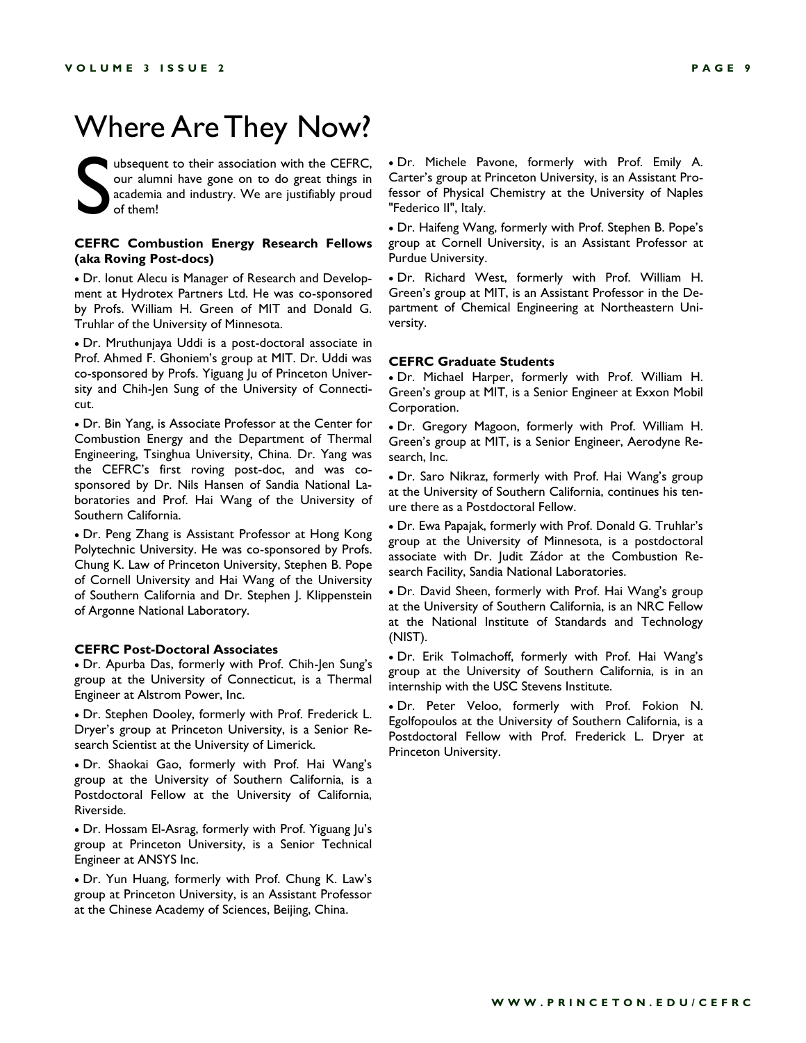# Where Are They Now?

Subsequent to their association with the CEFRC, our alumni have gone on to do great things in academia and industry. We are justifiably proud of them!

### CEFRC Combustion Energy Research Fellows (aka Roving Post-docs)

- Dr. Ionut Alecu is Manager of Research and Development at Hydrotex Partners Ltd. He was co-sponsored by Profs. William H. Green of MIT and Donald G. Truhlar of the University of Minnesota.
- Dr. Mruthunjaya Uddi is a post-doctoral associate in Prof. Ahmed F. Ghoniem's group at MIT. Dr. Uddi was co-sponsored by Profs. Yiguang Ju of Princeton University and Chih-Jen Sung of the University of Connecticut.
- Dr. Bin Yang, is Associate Professor at the Center for Combustion Energy and the Department of Thermal Engineering, Tsinghua University, China. Dr. Yang was the CEFRC's first roving post-doc, and was co-sponsored by Dr. Nils Hansen of Sandia National Laboratories and Prof. Hai Wang of the University of Southern California.
- Dr. Peng Zhang is Assistant Professor at Hong Kong Polytechnic University. He was co-sponsored by Profs. Chung K. Law of Princeton University, Stephen B. Pope of Cornell University and Hai Wang of the University of Southern California and Dr. Stephen J. Klippenstein of Argonne National Laboratory.

### CEFRC Post-Doctoral Associates

- Dr. Apurba Das, formerly with Prof. Chih-Jen Sung's group at the University of Connecticut, is a Thermal Engineer at Alstrom Power, Inc.
- Dr. Stephen Dooley, formerly with Prof. Frederick L. Dryer's group at Princeton University, is a Senior Research Scientist at the University of Limerick.
- Dr. Shaokai Gao, formerly with Prof. Hai Wang's group at the University of Southern California, is a Postdoctoral Fellow at the University of California, Riverside.
- Dr. Hossam El-Asrag, formerly with Prof. Yiguang Ju's group at Princeton University, is a Senior Technical Engineer at ANSYS Inc.
- Dr. Yun Huang, formerly with Prof. Chung K. Law's group at Princeton University, is an Assistant Professor at the Chinese Academy of Sciences, Beijing, China.
- Dr. Michele Pavone, formerly with Prof. Emily A. Carter's group at Princeton University, is an Assistant Professor of Physical Chemistry at the University of Naples "Federico II", Italy.
- Dr. Haifeng Wang, formerly with Prof. Stephen B. Pope's group at Cornell University, is an Assistant Professor at Purdue University.
- Dr. Richard West, formerly with Prof. William H. Green's group at MIT, is an Assistant Professor in the Department of Chemical Engineering at Northeastern University.

### CEFRC Graduate Students

- Dr. Michael Harper, formerly with Prof. William H. Green's group at MIT, is a Senior Engineer at Exxon Mobil Corporation.
- Dr. Gregory Magoon, formerly with Prof. William H. Green's group at MIT, is a Senior Engineer, Aerodyne Research, Inc.
- Dr. Saro Nikraz, formerly with Prof. Hai Wang's group at the University of Southern California, continues his tenure there as a Postdoctoral Fellow.
- Dr. Ewa Papajak, formerly with Prof. Donald G. Truhlar's group at the University of Minnesota, is a postdoctoral associate with Dr. Judit Zádor at the Combustion Research Facility, Sandia National Laboratories.
- Dr. David Sheen, formerly with Prof. Hai Wang's group at the University of Southern California, is an NRC Fellow at the National Institute of Standards and Technology (NIST).
- Dr. Erik Tolmachoff, formerly with Prof. Hai Wang's group at the University of Southern California, is in an internship with the USC Stevens Institute.
- Dr. Peter Veloo, formerly with Prof. Fokion N. Egolfopoulos at the University of Southern California, is a Postdoctoral Fellow with Prof. Frederick L. Dryer at Princeton University.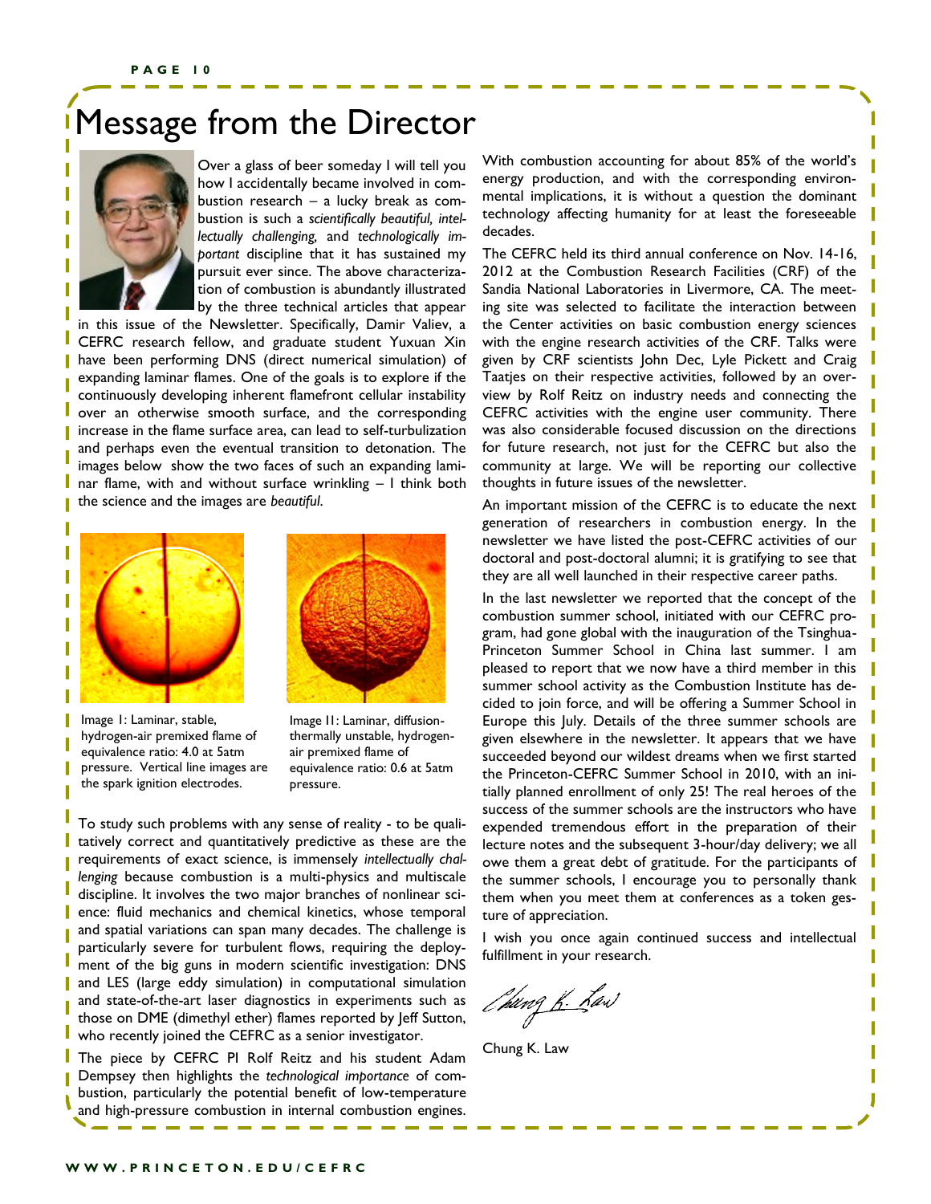# Message from the Director

Over a glass of beer someday I will tell you how I accidentally became involved in combustion research – a lucky break as combustion is such a *scientifically beautiful, intellectually challenging,* and *technologically important* discipline that it has sustained my pursuit ever since. The above characterization of combustion is abundantly illustrated by the three technical articles that appear in this issue of the Newsletter. Specifically, Damir Valiev, a CEFRC research fellow, and graduate student Yuxuan Xin have been performing DNS (direct numerical simulation) of expanding laminar flames. One of the goals is to explore if the continuously developing inherent flamefront cellular instability over an otherwise smooth surface, and the corresponding increase in the flame surface area, can lead to self-turbulization and perhaps even the eventual transition to detonation. The images below show the two faces of such an expanding laminar flame, with and without surface wrinkling – I think both the science and the images are *beautiful*.

Image I: Laminar, stable, hydrogen-air premixed flame of equivalence ratio: 4.0 at 5atm pressure. Vertical line images are the spark ignition electrodes.

Image II: Laminar, diffusion-thermally unstable, hydrogen-air premixed flame of equivalence ratio: 0.6 at 5atm pressure.

To study such problems with any sense of reality - to be qualitatively correct and quantitatively predictive as these are the requirements of exact science, is immensely *intellectually challenging* because combustion is a multi-physics and multiscale discipline. It involves the two major branches of nonlinear science: fluid mechanics and chemical kinetics, whose temporal and spatial variations can span many decades. The challenge is particularly severe for turbulent flows, requiring the deployment of the big guns in modern scientific investigation: DNS and LES (large eddy simulation) in computational simulation and state-of-the-art laser diagnostics in experiments such as those on DME (dimethyl ether) flames reported by Jeff Sutton, who recently joined the CEFRC as a senior investigator.

The piece by CEFRC PI Rolf Reitz and his student Adam Dempsey then highlights the *technological importance* of combustion, particularly the potential benefit of low-temperature and high-pressure combustion in internal combustion engines. With combustion accounting for about 85% of the world's energy production, and with the corresponding environmental implications, it is without a question the dominant technology affecting humanity for at least the foreseeable decades.

The CEFRC held its third annual conference on Nov. 14-16, 2012 at the Combustion Research Facilities (CRF) of the Sandia National Laboratories in Livermore, CA. The meeting site was selected to facilitate the interaction between the Center activities on basic combustion energy sciences with the engine research activities of the CRF. Talks were given by CRF scientists John Dec, Lyle Pickett and Craig Taatjes on their respective activities, followed by an overview by Rolf Reitz on industry needs and connecting the CEFRC activities with the engine user community. There was also considerable focused discussion on the directions for future research, not just for the CEFRC but also the community at large. We will be reporting our collective thoughts in future issues of the newsletter.

An important mission of the CEFRC is to educate the next generation of researchers in combustion energy. In the newsletter we have listed the post-CEFRC activities of our doctoral and post-doctoral alumni; it is gratifying to see that they are all well launched in their respective career paths.

In the last newsletter we reported that the concept of the combustion summer school, initiated with our CEFRC program, had gone global with the inauguration of the Tsinghua-Princeton Summer School in China last summer. I am pleased to report that we now have a third member in this summer school activity as the Combustion Institute has decided to join force, and will be offering a Summer School in Europe this July. Details of the three summer schools are given elsewhere in the newsletter. It appears that we have succeeded beyond our wildest dreams when we first started the Princeton-CEFRC Summer School in 2010, with an initially planned enrollment of only 25! The real heroes of the success of the summer schools are the instructors who have expended tremendous effort in the preparation of their lecture notes and the subsequent 3-hour/day delivery; we all owe them a great debt of gratitude. For the participants of the summer schools, I encourage you to personally thank them when you meet them at conferences as a token gesture of appreciation.

I wish you once again continued success and intellectual fulfillment in your research.

Chung K. Law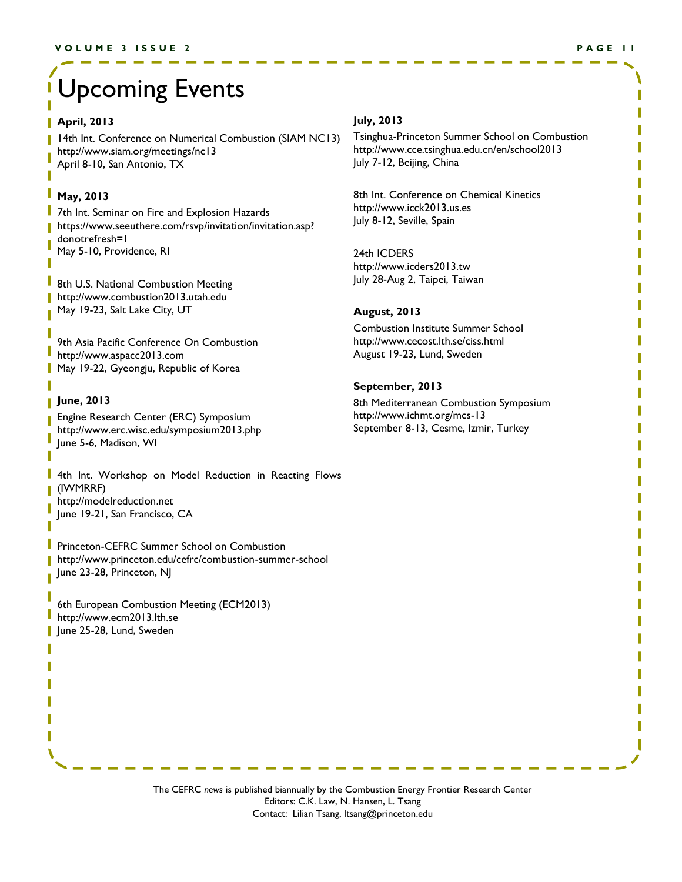# Upcoming Events

**April, 2013**

14th Int. Conference on Numerical Combustion (SIAM NC13)
http://www.siam.org/meetings/nc13
April 8-10, San Antonio, TX

**May, 2013**

7th Int. Seminar on Fire and Explosion Hazards
https://www.seeuthere.com/rsvp/invitation/invitation.asp?donotrefresh=1
May 5-10, Providence, RI

8th U.S. National Combustion Meeting
http://www.combustion2013.utah.edu
May 19-23, Salt Lake City, UT

9th Asia Pacific Conference On Combustion
http://www.aspacc2013.com
May 19-22, Gyeongju, Republic of Korea

**June, 2013**

Engine Research Center (ERC) Symposium
http://www.erc.wisc.edu/symposium2013.php
June 5-6, Madison, WI

4th Int. Workshop on Model Reduction in Reacting Flows (IWMRRF)
http://modelreduction.net
June 19-21, San Francisco, CA

Princeton-CEFRC Summer School on Combustion
http://www.princeton.edu/cefrc/combustion-summer-school
June 23-28, Princeton, NJ

6th European Combustion Meeting (ECM2013)
http://www.ecm2013.lth.se
June 25-28, Lund, Sweden

**July, 2013**

Tsinghua-Princeton Summer School on Combustion
http://www.cce.tsinghua.edu.cn/en/school2013
July 7-12, Beijing, China

8th Int. Conference on Chemical Kinetics
http://www.icck2013.us.es
July 8-12, Seville, Spain

24th ICDERS
http://www.icders2013.tw
July 28-Aug 2, Taipei, Taiwan

**August, 2013**

Combustion Institute Summer School
http://www.cecost.lth.se/ciss.html
August 19-23, Lund, Sweden

**September, 2013**

8th Mediterranean Combustion Symposium
http://www.ichmt.org/mcs-13
September 8-13, Cesme, Izmir, Turkey

The CEFRC *news* is published biannually by the Combustion Energy Frontier Research Center
Editors: C.K. Law, N. Hansen, L. Tsang
Contact: Lilian Tsang, ltsang@princeton.edu